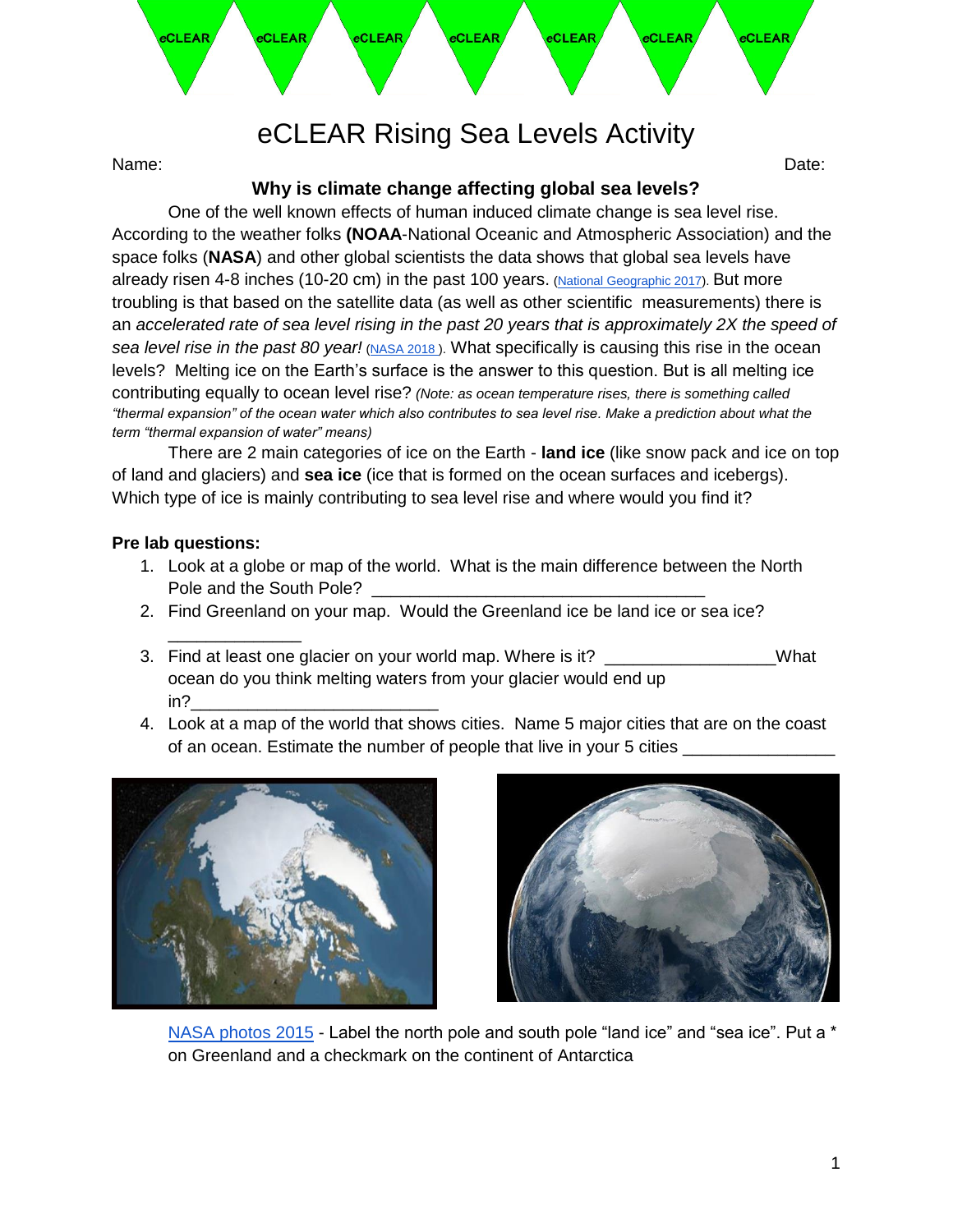# eCLEAR Rising Sea Levels Activity

Name: Date:

### Why is climate change affecting global sea levels?

One of the well known effects of human induced climate change is sea level rise. According to the weather folks **(NOAA**-National Oceanic and Atmospheric Association) and the space folks (**NASA**) and other global scientists the data shows that global sea levels have already risen 4-8 inches (10-20 cm) in the past 100 years. (National Geographic 2017). But more troubling is that based on the satellite data (as well as other scientific measurements) there is an *accelerated rate of sea level rising in the past 20 years that is approximately 2X the speed of sea level rise in the past 80 year!* (NASA 2018 ). What specifically is causing this rise in the ocean levels? Melting ice on the Earth's surface is the answer to this question. But is all melting ice contributing equally to ocean level rise? *(Note: as ocean temperature rises, there is something called "thermal expansion" of the ocean water which also contributes to sea level rise. Make a prediction about what the term "thermal expansion of water" means)*

There are 2 main categories of ice on the Earth - **land ice** (like snow pack and ice on top of land and glaciers) and **sea ice** (ice that is formed on the ocean surfaces and icebergs). Which type of ice is mainly contributing to sea level rise and where would you find it?

**Pre lab questions:**

1. Look at a globe or map of the world. What is the main difference between the North Pole and the South Pole? ___________________________________
2. Find Greenland on your map. Would the Greenland ice be land ice or sea ice? ______________
3. Find at least one glacier on your world map. Where is it? _________________What ocean do you think melting waters from your glacier would end up in?_________________________
4. Look at a map of the world that shows cities. Name 5 major cities that are on the coast of an ocean. Estimate the number of people that live in your 5 cities _______________

NASA photos 2015 - Label the north pole and south pole "land ice" and "sea ice". Put a * on Greenland and a checkmark on the continent of Antarctica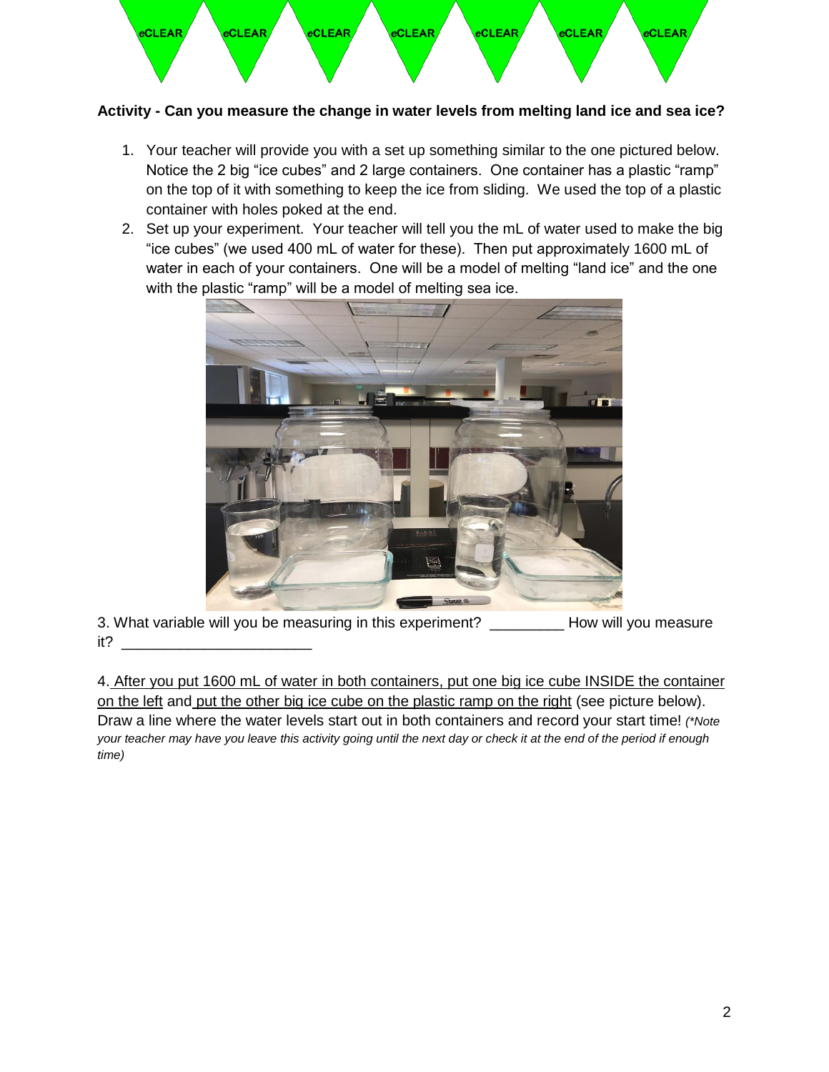**Activity - Can you measure the change in water levels from melting land ice and sea ice?**

1. Your teacher will provide you with a set up something similar to the one pictured below. Notice the 2 big "ice cubes" and 2 large containers. One container has a plastic "ramp" on the top of it with something to keep the ice from sliding. We used the top of a plastic container with holes poked at the end.
2. Set up your experiment. Your teacher will tell you the mL of water used to make the big "ice cubes" (we used 400 mL of water for these). Then put approximately 1600 mL of water in each of your containers. One will be a model of melting "land ice" and the one with the plastic "ramp" will be a model of melting sea ice.

3. What variable will you be measuring in this experiment? _________ How will you measure it? _______________________

4. <u>After you put 1600 mL of water in both containers, put one big ice cube INSIDE the container on the left</u> and <u>put the other big ice cube on the plastic ramp on the right</u> (see picture below). Draw a line where the water levels start out in both containers and record your start time! *(\*Note your teacher may have you leave this activity going until the next day or check it at the end of the period if enough time)*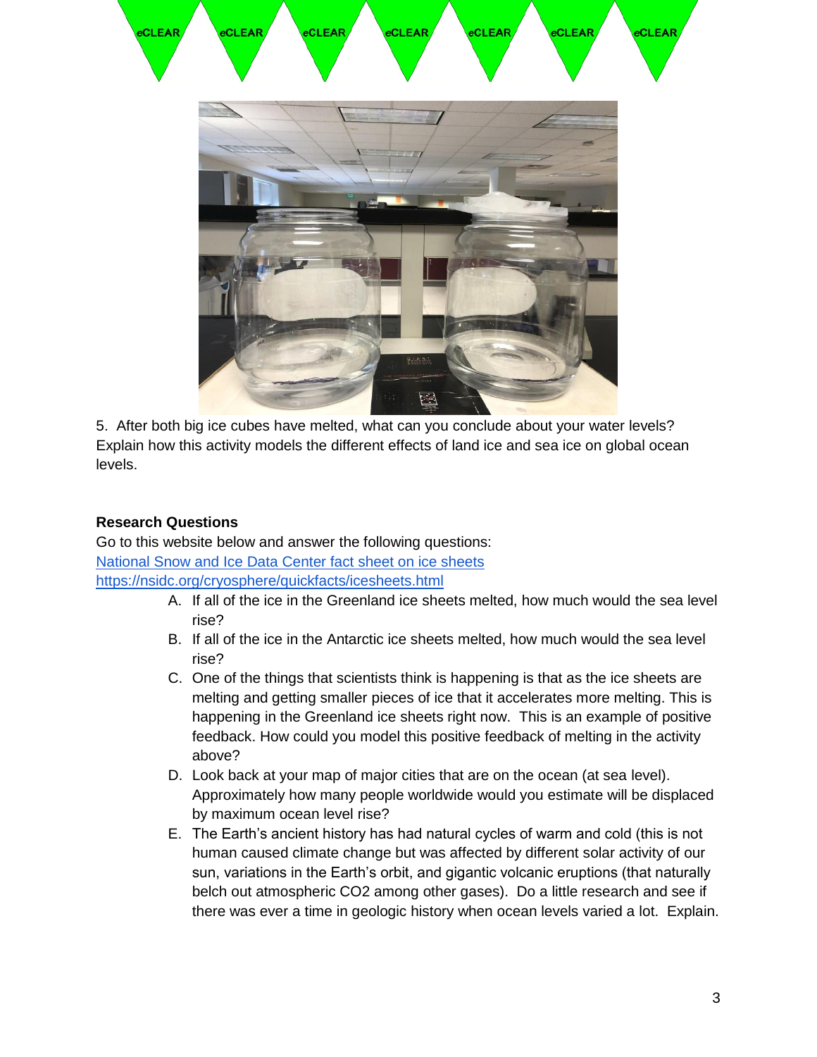5. After both big ice cubes have melted, what can you conclude about your water levels? Explain how this activity models the different effects of land ice and sea ice on global ocean levels.

**Research Questions**

Go to this website below and answer the following questions:

[National Snow and Ice Data Center fact sheet on ice sheets](https://nsidc.org/cryosphere/quickfacts/icesheets.html)
[https://nsidc.org/cryosphere/quickfacts/icesheets.html](https://nsidc.org/cryosphere/quickfacts/icesheets.html)

A. If all of the ice in the Greenland ice sheets melted, how much would the sea level rise?

B. If all of the ice in the Antarctic ice sheets melted, how much would the sea level rise?

C. One of the things that scientists think is happening is that as the ice sheets are melting and getting smaller pieces of ice that it accelerates more melting. This is happening in the Greenland ice sheets right now. This is an example of positive feedback. How could you model this positive feedback of melting in the activity above?

D. Look back at your map of major cities that are on the ocean (at sea level). Approximately how many people worldwide would you estimate will be displaced by maximum ocean level rise?

E. The Earth's ancient history has had natural cycles of warm and cold (this is not human caused climate change but was affected by different solar activity of our sun, variations in the Earth's orbit, and gigantic volcanic eruptions (that naturally belch out atmospheric $CO_2$ among other gases). Do a little research and see if there was ever a time in geologic history when ocean levels varied a lot. Explain.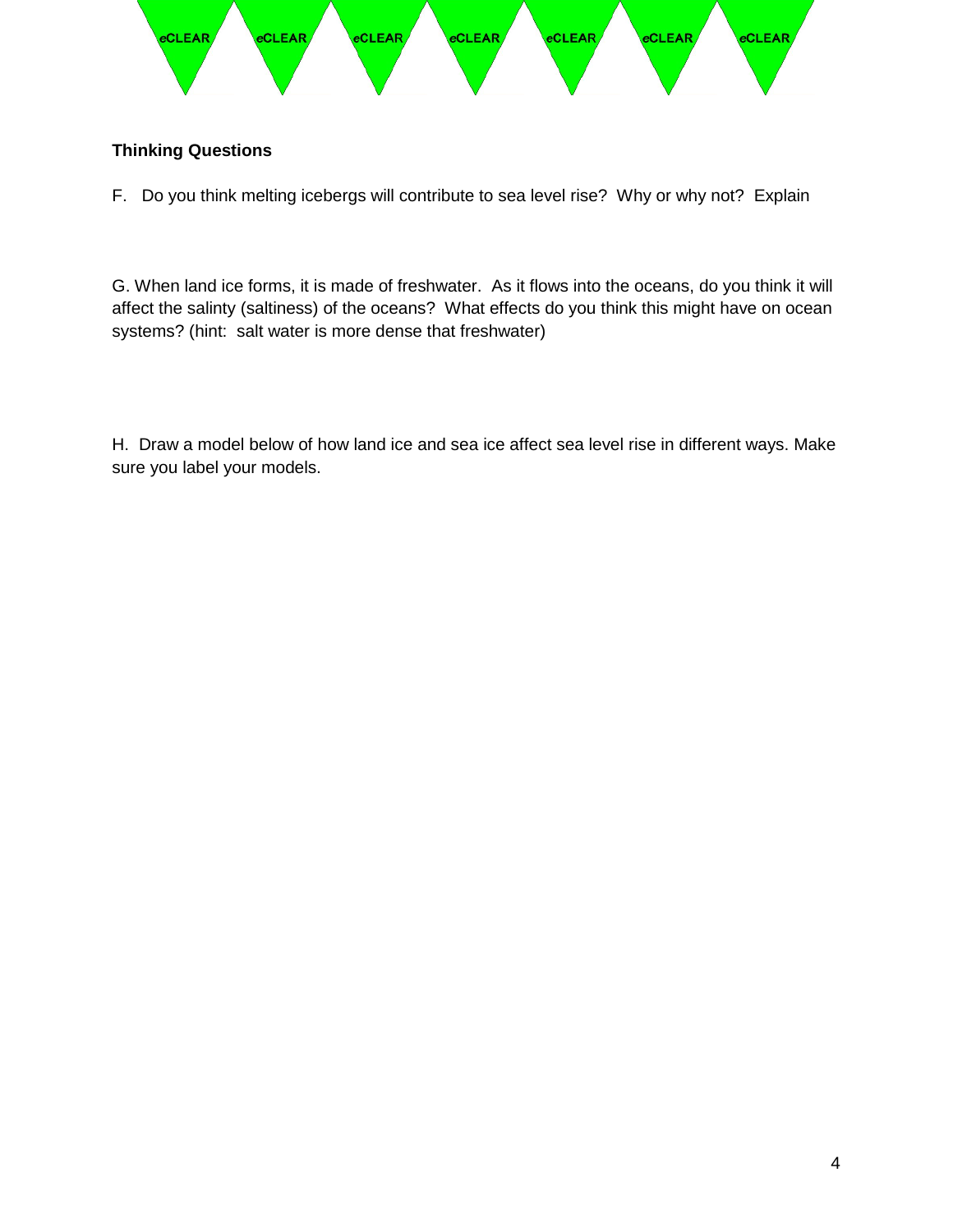**Thinking Questions**

F. Do you think melting icebergs will contribute to sea level rise? Why or why not? Explain

G. When land ice forms, it is made of freshwater. As it flows into the oceans, do you think it will affect the salinty (saltiness) of the oceans? What effects do you think this might have on ocean systems? (hint: salt water is more dense that freshwater)

H. Draw a model below of how land ice and sea ice affect sea level rise in different ways. Make sure you label your models.